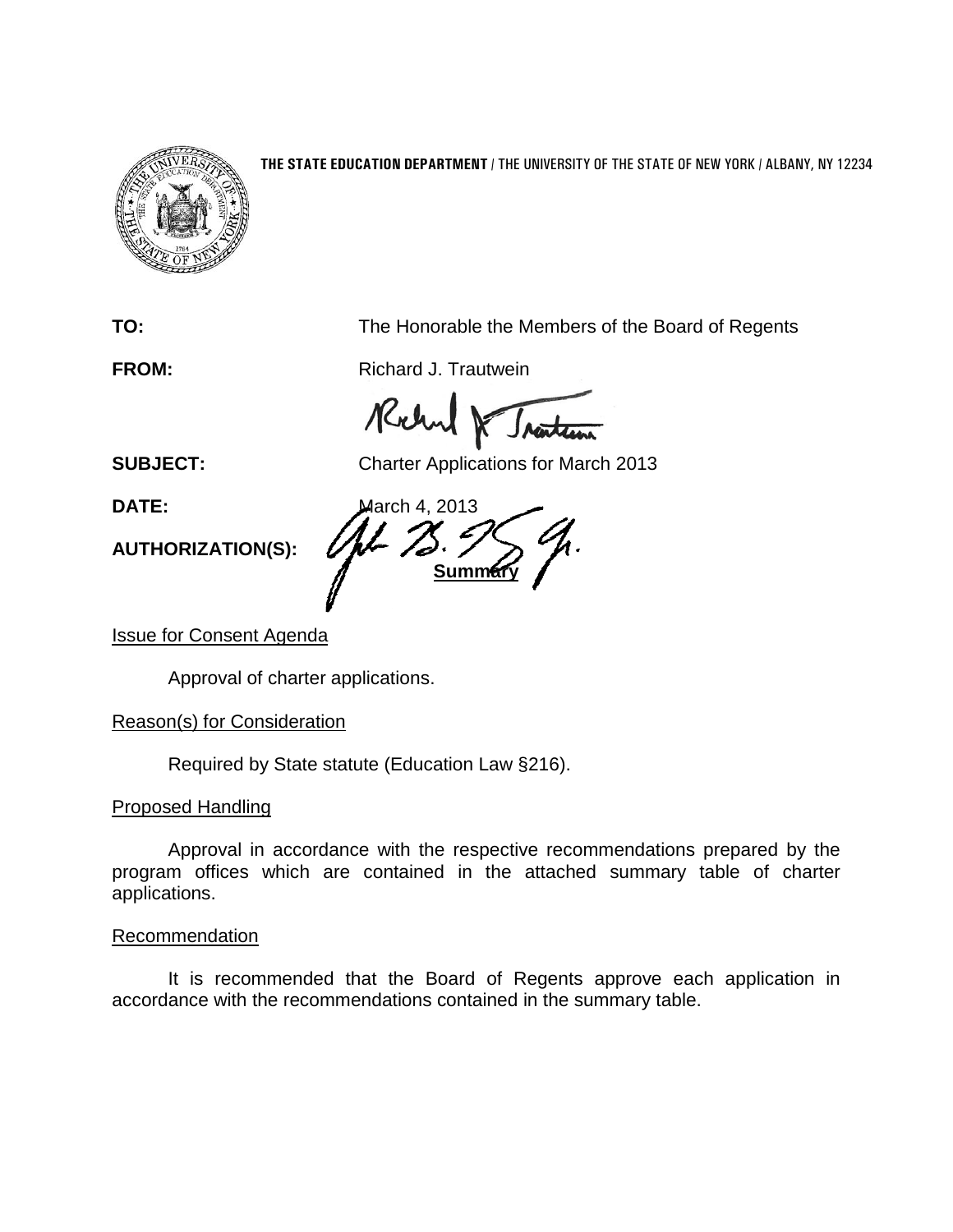**THE STATE EDUCATION DEPARTMENT** / THE UNIVERSITY OF THE STATE OF NEW YORK / ALBANY, NY 12234

**TO:** The Honorable the Members of the Board of Regents

**FROM:** Richard J. Trautwein

**SUBJECT:** Charter Applications for March 2013

**DATE:** March 4, 2013

**AUTHORIZATION(S):**

**Summary**

Issue for Consent Agenda

Approval of charter applications.

Reason(s) for Consideration

Required by State statute (Education Law §216).

Proposed Handling

Approval in accordance with the respective recommendations prepared by the program offices which are contained in the attached summary table of charter applications.

Recommendation

It is recommended that the Board of Regents approve each application in accordance with the recommendations contained in the summary table.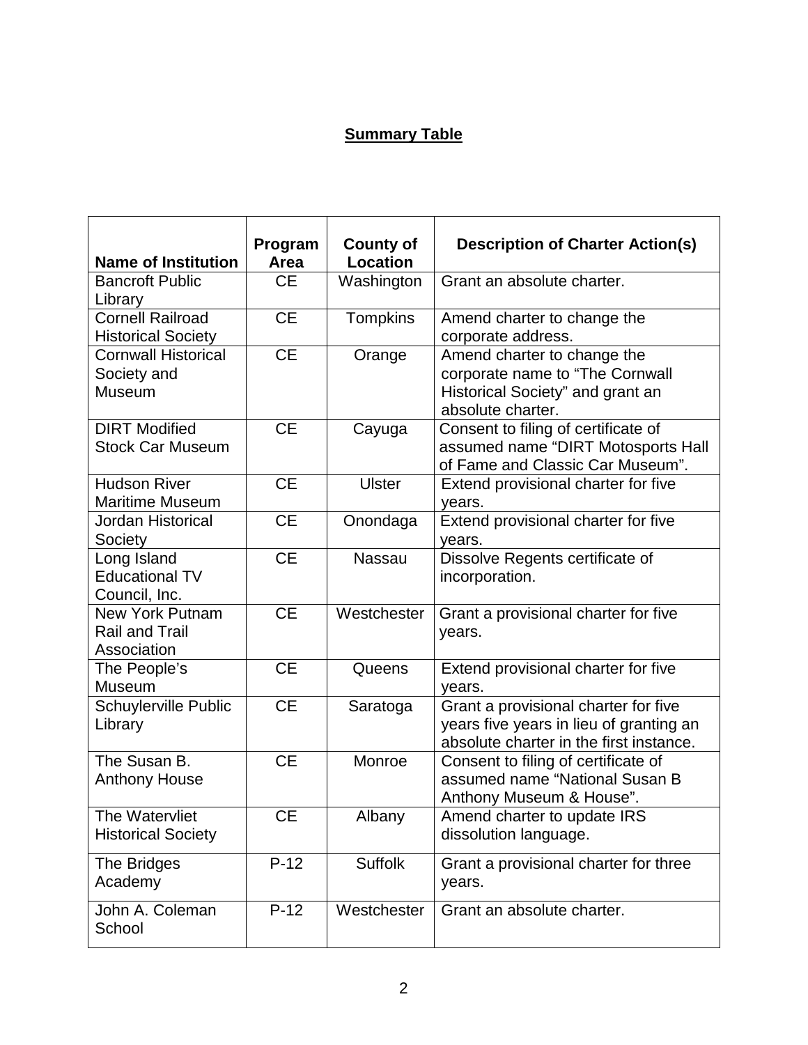**Summary Table**

| Name of Institution | Program Area | County of Location | Description of Charter Action(s) |
|---|---|---|---|
| Bancroft Public Library | CE | Washington | Grant an absolute charter. |
| Cornell Railroad Historical Society | CE | Tompkins | Amend charter to change the corporate address. |
| Cornwall Historical Society and Museum | CE | Orange | Amend charter to change the corporate name to "The Cornwall Historical Society" and grant an absolute charter. |
| DIRT Modified Stock Car Museum | CE | Cayuga | Consent to filing of certificate of assumed name "DIRT Motosports Hall of Fame and Classic Car Museum". |
| Hudson River Maritime Museum | CE | Ulster | Extend provisional charter for five years. |
| Jordan Historical Society | CE | Onondaga | Extend provisional charter for five years. |
| Long Island Educational TV Council, Inc. | CE | Nassau | Dissolve Regents certificate of incorporation. |
| New York Putnam Rail and Trail Association | CE | Westchester | Grant a provisional charter for five years. |
| The People's Museum | CE | Queens | Extend provisional charter for five years. |
| Schuylerville Public Library | CE | Saratoga | Grant a provisional charter for five years five years in lieu of granting an absolute charter in the first instance. |
| The Susan B. Anthony House | CE | Monroe | Consent to filing of certificate of assumed name "National Susan B Anthony Museum & House". |
| The Watervliet Historical Society | CE | Albany | Amend charter to update IRS dissolution language. |
| The Bridges Academy | P-12 | Suffolk | Grant a provisional charter for three years. |
| John A. Coleman School | P-12 | Westchester | Grant an absolute charter. |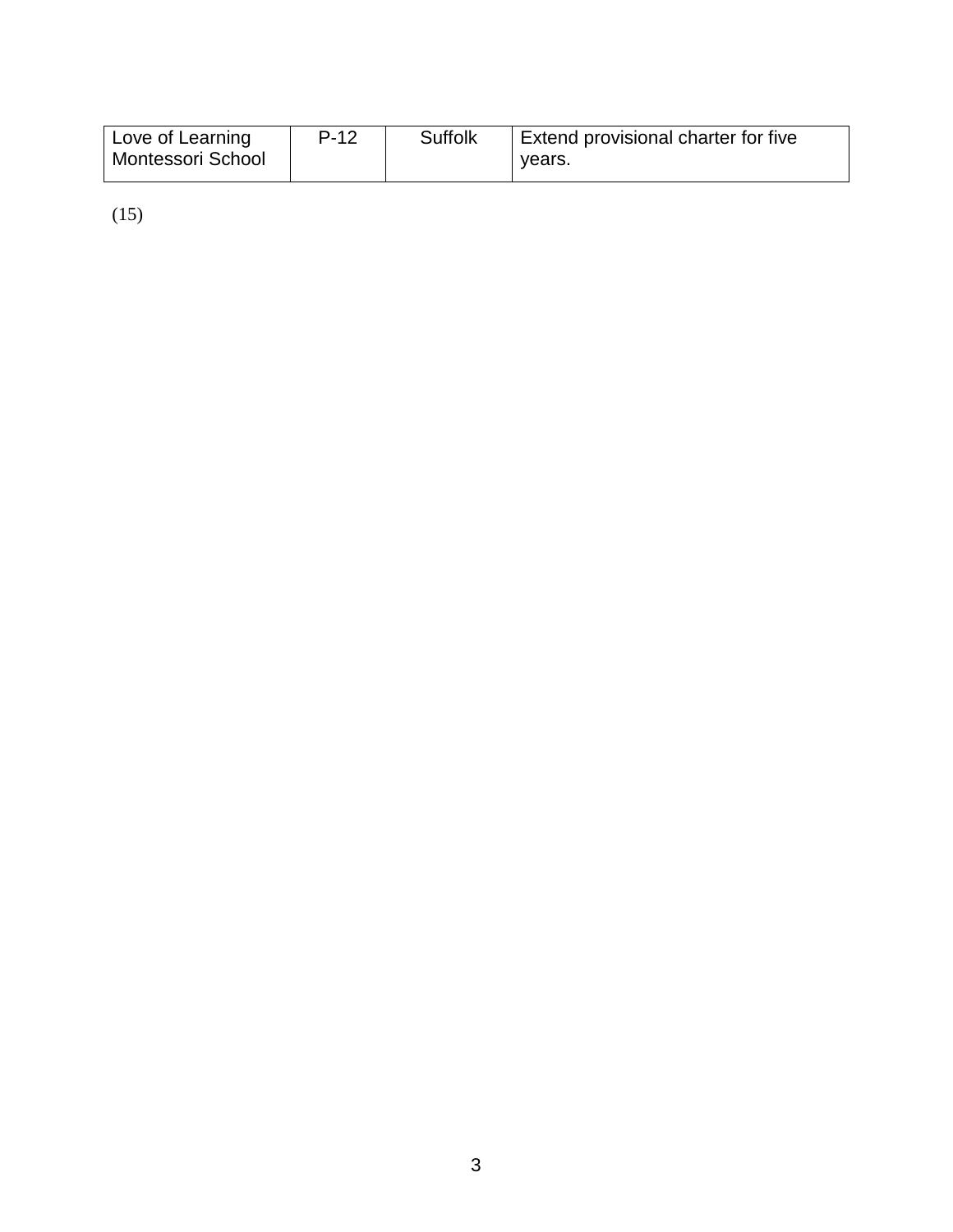| | | | |
|---|---|---|---|
| Love of Learning Montessori School | P-12 | Suffolk | Extend provisional charter for five years. |

(15)